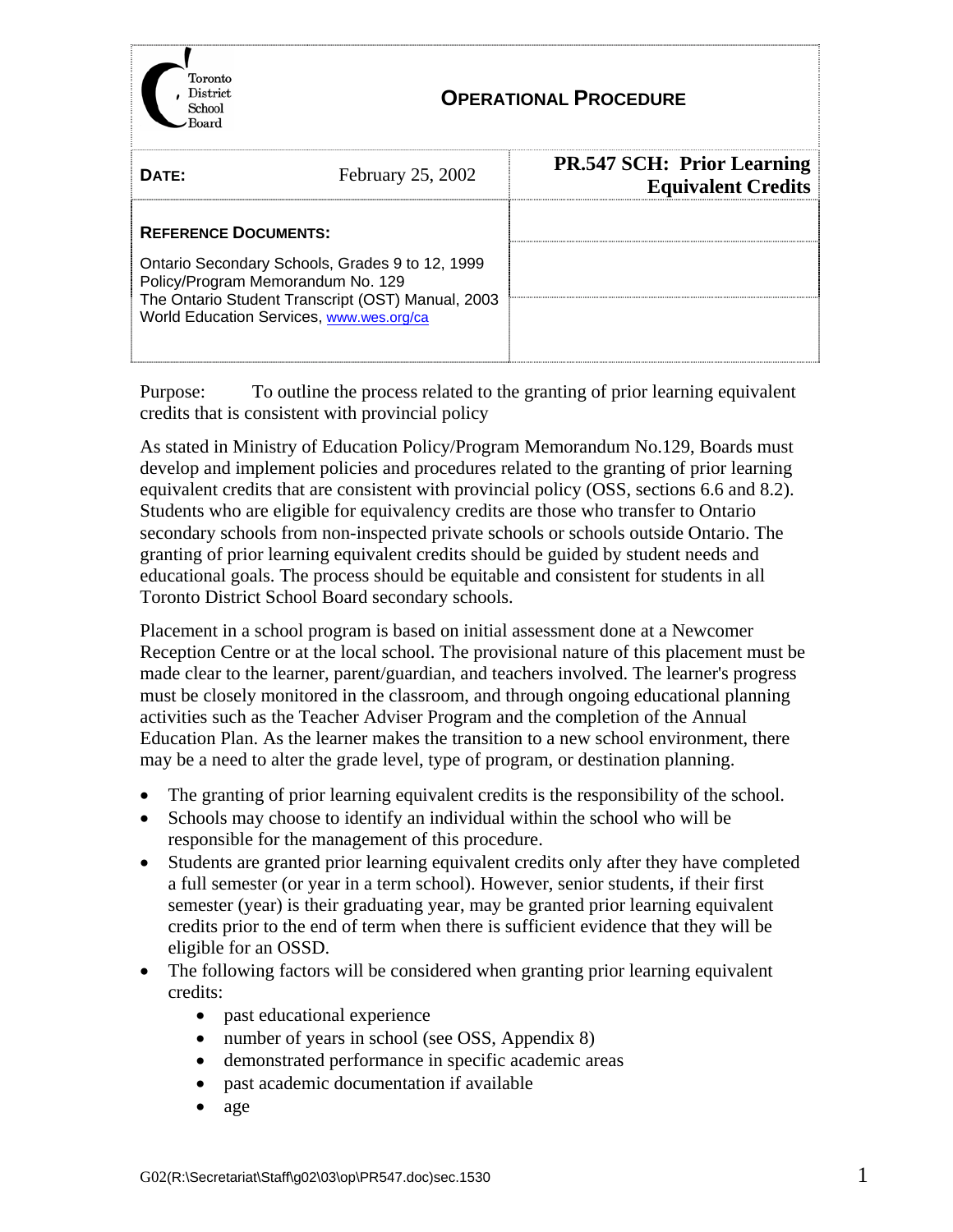Toronto District School Board

# OPERATIONAL PROCEDURE

| | | |
|---|---|---|
| **DATE:** | February 25, 2002 | **PR.547 SCH: Prior Learning Equivalent Credits** |

**REFERENCE DOCUMENTS:**

Ontario Secondary Schools, Grades 9 to 12, 1999
Policy/Program Memorandum No. 129
The Ontario Student Transcript (OST) Manual, 2003
World Education Services, www.wes.org/ca

Purpose: To outline the process related to the granting of prior learning equivalent credits that is consistent with provincial policy

As stated in Ministry of Education Policy/Program Memorandum No.129, Boards must develop and implement policies and procedures related to the granting of prior learning equivalent credits that are consistent with provincial policy (OSS, sections 6.6 and 8.2). Students who are eligible for equivalency credits are those who transfer to Ontario secondary schools from non-inspected private schools or schools outside Ontario. The granting of prior learning equivalent credits should be guided by student needs and educational goals. The process should be equitable and consistent for students in all Toronto District School Board secondary schools.

Placement in a school program is based on initial assessment done at a Newcomer Reception Centre or at the local school. The provisional nature of this placement must be made clear to the learner, parent/guardian, and teachers involved. The learner's progress must be closely monitored in the classroom, and through ongoing educational planning activities such as the Teacher Adviser Program and the completion of the Annual Education Plan. As the learner makes the transition to a new school environment, there may be a need to alter the grade level, type of program, or destination planning.

- The granting of prior learning equivalent credits is the responsibility of the school.
- Schools may choose to identify an individual within the school who will be responsible for the management of this procedure.
- Students are granted prior learning equivalent credits only after they have completed a full semester (or year in a term school). However, senior students, if their first semester (year) is their graduating year, may be granted prior learning equivalent credits prior to the end of term when there is sufficient evidence that they will be eligible for an OSSD.
- The following factors will be considered when granting prior learning equivalent credits:
  - past educational experience
  - number of years in school (see OSS, Appendix 8)
  - demonstrated performance in specific academic areas
  - past academic documentation if available
  - age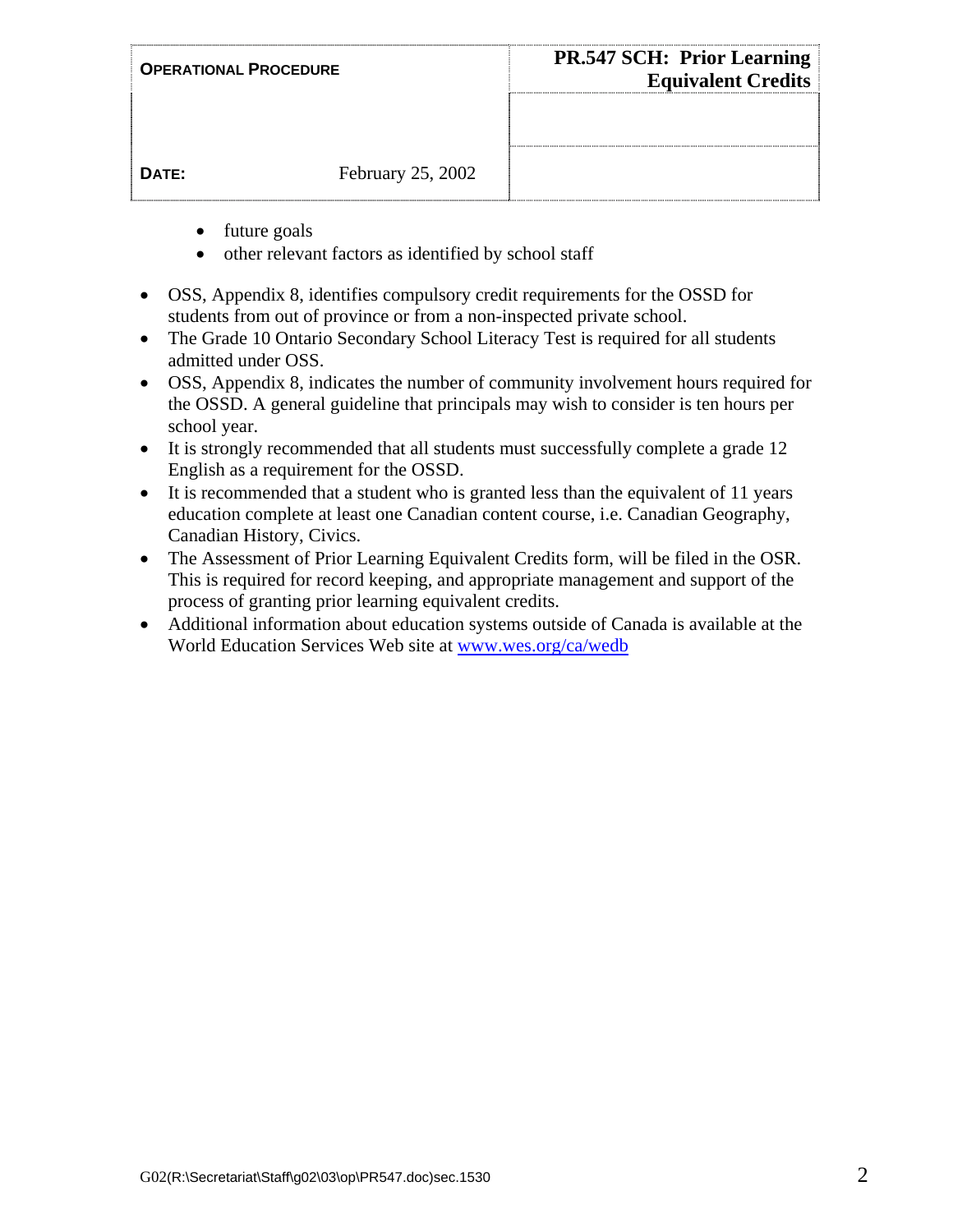- future goals
  - other relevant factors as identified by school staff

- OSS, Appendix 8, identifies compulsory credit requirements for the OSSD for students from out of province or from a non-inspected private school.
- The Grade 10 Ontario Secondary School Literacy Test is required for all students admitted under OSS.
- OSS, Appendix 8, indicates the number of community involvement hours required for the OSSD. A general guideline that principals may wish to consider is ten hours per school year.
- It is strongly recommended that all students must successfully complete a grade 12 English as a requirement for the OSSD.
- It is recommended that a student who is granted less than the equivalent of 11 years education complete at least one Canadian content course, i.e. Canadian Geography, Canadian History, Civics.
- The Assessment of Prior Learning Equivalent Credits form, will be filed in the OSR. This is required for record keeping, and appropriate management and support of the process of granting prior learning equivalent credits.
- Additional information about education systems outside of Canada is available at the World Education Services Web site at [www.wes.org/ca/wedb](www.wes.org/ca/wedb)